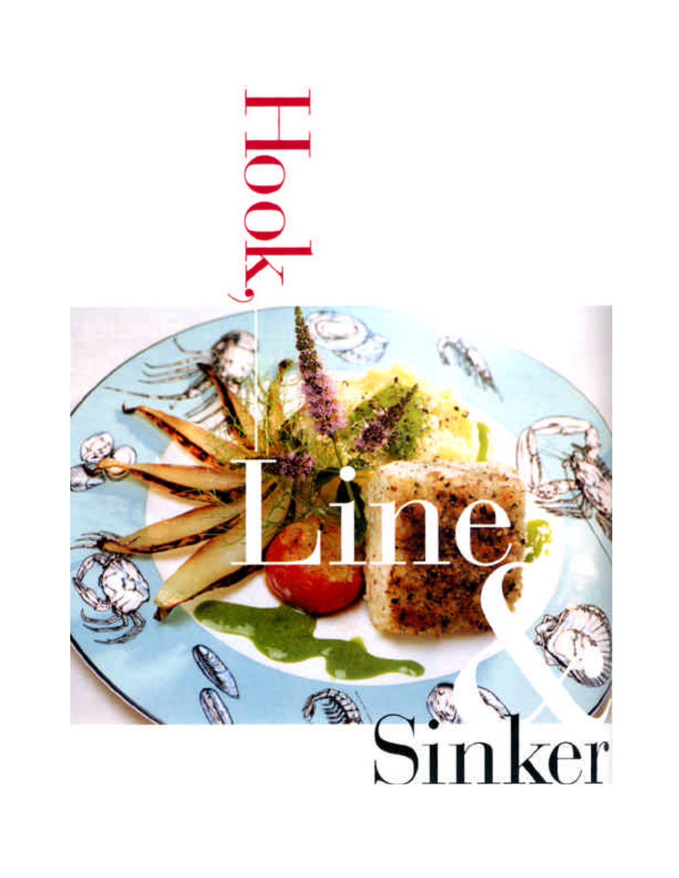# Hook, Line & Sinker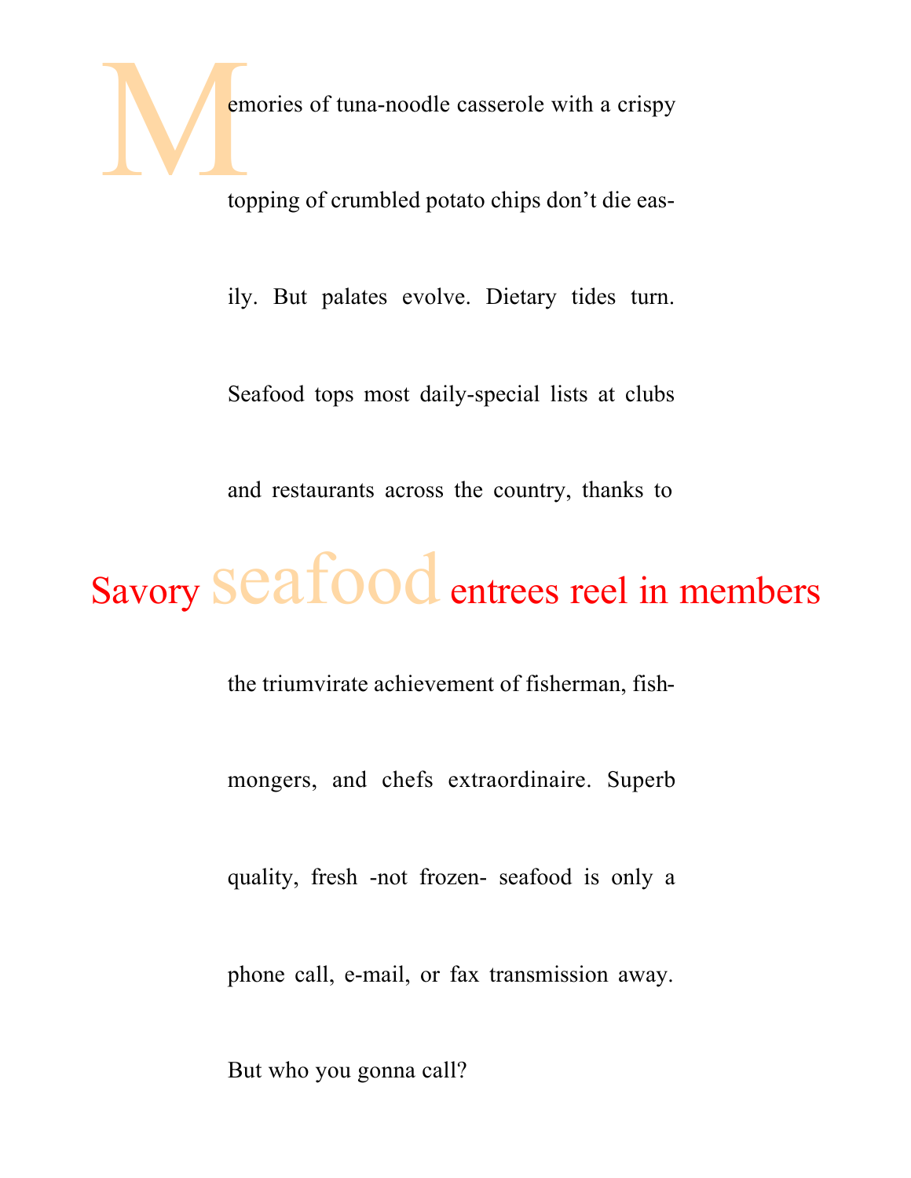# Savory seafood entrees reel in members

Memories of tuna-noodle casserole with a crispy topping of crumbled potato chips don't die easily. But palates evolve. Dietary tides turn. Seafood tops most daily-special lists at clubs and restaurants across the country, thanks to the triumvirate achievement of fisherman, fishmongers, and chefs extraordinaire. Superb quality, fresh -not frozen- seafood is only a phone call, e-mail, or fax transmission away. But who you gonna call?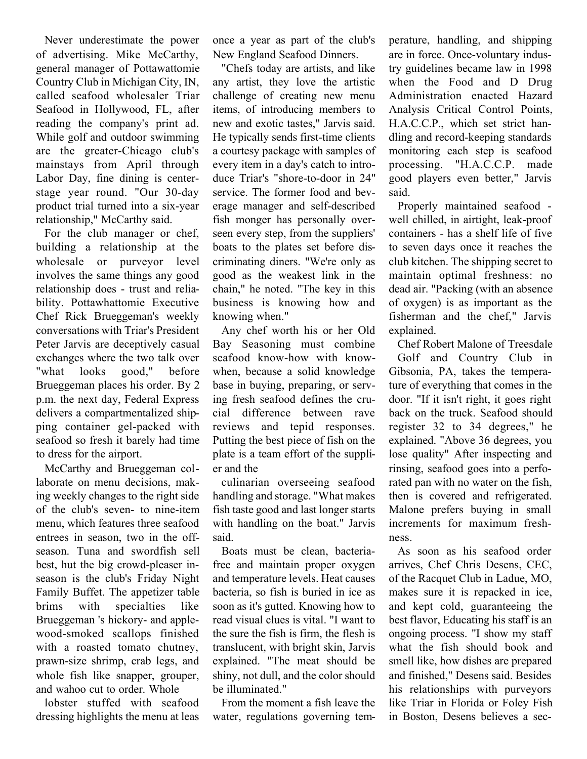Never underestimate the power of advertising. Mike McCarthy, general manager of Pottawattomie Country Club in Michigan City, IN, called seafood wholesaler Triar Seafood in Hollywood, FL, after reading the company's print ad. While golf and outdoor swimming are the greater-Chicago club's mainstays from April through Labor Day, fine dining is center-stage year round. "Our 30-day product trial turned into a six-year relationship," McCarthy said.

For the club manager or chef, building a relationship at the wholesale or purveyor level involves the same things any good relationship does - trust and reliability. Pottawhattomie Executive Chef Rick Brueggeman's weekly conversations with Triar's President Peter Jarvis are deceptively casual exchanges where the two talk over "what looks good," before Brueggeman places his order. By 2 p.m. the next day, Federal Express delivers a compartmentalized shipping container gel-packed with seafood so fresh it barely had time to dress for the airport.

McCarthy and Brueggeman collaborate on menu decisions, making weekly changes to the right side of the club's seven- to nine-item menu, which features three seafood entrees in season, two in the off-season. Tuna and swordfish sell best, hut the big crowd-pleaser in-season is the club's Friday Night Family Buffet. The appetizer table brims with specialties like Brueggeman 's hickory- and apple-wood-smoked scallops finished with a roasted tomato chutney, prawn-size shrimp, crab legs, and whole fish like snapper, grouper, and wahoo cut to order. Whole lobster stuffed with seafood dressing highlights the menu at leas once a year as part of the club's New England Seafood Dinners.

"Chefs today are artists, and like any artist, they love the artistic challenge of creating new menu items, of introducing members to new and exotic tastes," Jarvis said. He typically sends first-time clients a courtesy package with samples of every item in a day's catch to introduce Triar's "shore-to-door in 24" service. The former food and beverage manager and self-described fish monger has personally overseen every step, from the suppliers' boats to the plates set before discriminating diners. "We're only as good as the weakest link in the chain," he noted. "The key in this business is knowing how and knowing when."

Any chef worth his or her Old Bay Seasoning must combine seafood know-how with know-when, because a solid knowledge base in buying, preparing, or serving fresh seafood defines the crucial difference between rave reviews and tepid responses. Putting the best piece of fish on the plate is a team effort of the supplier and the culinarian overseeing seafood handling and storage. "What makes fish taste good and last longer starts with handling on the boat." Jarvis said.

Boats must be clean, bacteria-free and maintain proper oxygen and temperature levels. Heat causes bacteria, so fish is buried in ice as soon as it's gutted. Knowing how to read visual clues is vital. "I want to the sure the fish is firm, the flesh is translucent, with bright skin, Jarvis explained. "The meat should be shiny, not dull, and the color should be illuminated."

From the moment a fish leave the water, regulations governing temperature, handling, and shipping are in force. Once-voluntary industry guidelines became law in 1998 when the Food and D Drug Administration enacted Hazard Analysis Critical Control Points, H.A.C.C.P., which set strict handling and record-keeping standards monitoring each step is seafood processing. "H.A.C.C.P. made good players even better," Jarvis said.

Properly maintained seafood - well chilled, in airtight, leak-proof containers - has a shelf life of five to seven days once it reaches the club kitchen. The shipping secret to maintain optimal freshness: no dead air. "Packing (with an absence of oxygen) is as important as the fisherman and the chef," Jarvis explained.

Chef Robert Malone of Treesdale Golf and Country Club in Gibsonia, PA, takes the temperature of everything that comes in the door. "If it isn't right, it goes right back on the truck. Seafood should register 32 to 34 degrees," he explained. "Above 36 degrees, you lose quality" After inspecting and rinsing, seafood goes into a perforated pan with no water on the fish, then is covered and refrigerated. Malone prefers buying in small increments for maximum freshness.

As soon as his seafood order arrives, Chef Chris Desens, CEC, of the Racquet Club in Ladue, MO, makes sure it is repacked in ice, and kept cold, guaranteeing the best flavor, Educating his staff is an ongoing process. "I show my staff what the fish should book and smell like, how dishes are prepared and finished," Desens said. Besides his relationships with purveyors like Triar in Florida or Foley Fish in Boston, Desens believes a sec-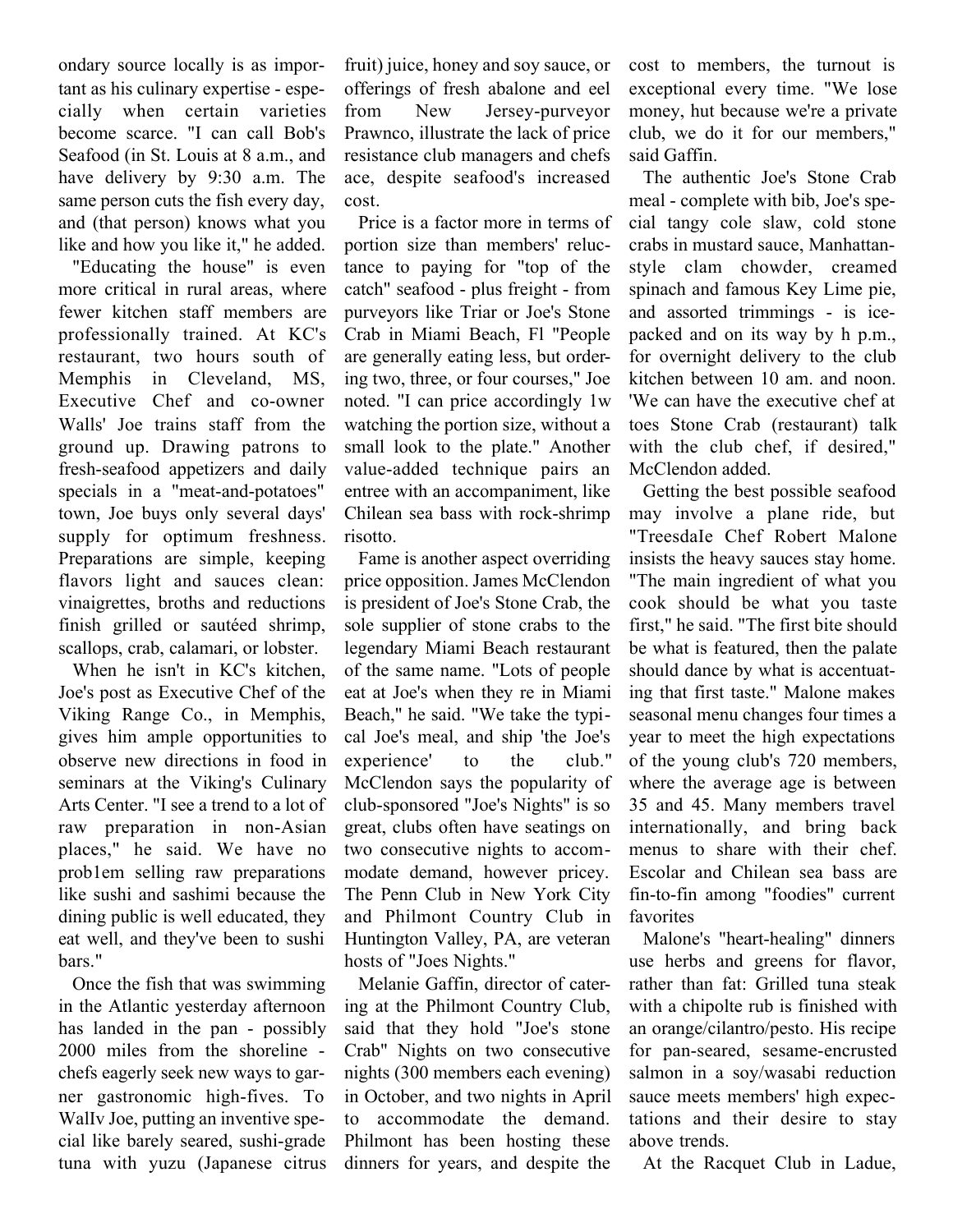ondary source locally is as important as his culinary expertise - especially when certain varieties become scarce. "I can call Bob's Seafood (in St. Louis at 8 a.m., and have delivery by 9:30 a.m. The same person cuts the fish every day, and (that person) knows what you like and how you like it," he added.

"Educating the house" is even more critical in rural areas, where fewer kitchen staff members are professionally trained. At KC's restaurant, two hours south of Memphis in Cleveland, MS, Executive Chef and co-owner Walls' Joe trains staff from the ground up. Drawing patrons to fresh-seafood appetizers and daily specials in a "meat-and-potatoes" town, Joe buys only several days' supply for optimum freshness. Preparations are simple, keeping flavors light and sauces clean: vinaigrettes, broths and reductions finish grilled or sautéed shrimp, scallops, crab, calamari, or lobster.

When he isn't in KC's kitchen, Joe's post as Executive Chef of the Viking Range Co., in Memphis, gives him ample opportunities to observe new directions in food in seminars at the Viking's Culinary Arts Center. "I see a trend to a lot of raw preparation in non-Asian places," he said. We have no prob1em selling raw preparations like sushi and sashimi because the dining public is well educated, they eat well, and they've been to sushi bars."

Once the fish that was swimming in the Atlantic yesterday afternoon has landed in the pan - possibly 2000 miles from the shoreline - chefs eagerly seek new ways to garner gastronomic high-fives. To Wallv Joe, putting an inventive special like barely seared, sushi-grade tuna with yuzu (Japanese citrus fruit) juice, honey and soy sauce, or offerings of fresh abalone and eel from New Jersey-purveyor Prawnco, illustrate the lack of price resistance club managers and chefs ace, despite seafood's increased cost.

Price is a factor more in terms of portion size than members' reluctance to paying for "top of the catch" seafood - plus freight - from purveyors like Triar or Joe's Stone Crab in Miami Beach, Fl "People are generally eating less, but ordering two, three, or four courses," Joe noted. "I can price accordingly 1w watching the portion size, without a small look to the plate." Another value-added technique pairs an entree with an accompaniment, like Chilean sea bass with rock-shrimp risotto.

Fame is another aspect overriding price opposition. James McClendon is president of Joe's Stone Crab, the sole supplier of stone crabs to the legendary Miami Beach restaurant of the same name. "Lots of people eat at Joe's when they re in Miami Beach," he said. "We take the typical Joe's meal, and ship 'the Joe's experience' to the club." McClendon says the popularity of club-sponsored "Joe's Nights" is so great, clubs often have seatings on two consecutive nights to accommodate demand, however pricey. The Penn Club in New York City and Philmont Country Club in Huntington Valley, PA, are veteran hosts of "Joes Nights."

Melanie Gaffin, director of catering at the Philmont Country Club, said that they hold "Joe's stone Crab" Nights on two consecutive nights (300 members each evening) in October, and two nights in April to accommodate the demand. Philmont has been hosting these dinners for years, and despite the cost to members, the turnout is exceptional every time. "We lose money, hut because we're a private club, we do it for our members," said Gaffin.

The authentic Joe's Stone Crab meal - complete with bib, Joe's special tangy cole slaw, cold stone crabs in mustard sauce, Manhattan-style clam chowder, creamed spinach and famous Key Lime pie, and assorted trimmings - is ice-packed and on its way by h p.m., for overnight delivery to the club kitchen between 10 am. and noon. 'We can have the executive chef at toes Stone Crab (restaurant) talk with the club chef, if desired," McClendon added.

Getting the best possible seafood may involve a plane ride, but "TreesdaIe Chef Robert Malone insists the heavy sauces stay home. "The main ingredient of what you cook should be what you taste first," he said. "The first bite should be what is featured, then the palate should dance by what is accentuating that first taste." Malone makes seasonal menu changes four times a year to meet the high expectations of the young club's 720 members, where the average age is between 35 and 45. Many members travel internationally, and bring back menus to share with their chef. Escolar and Chilean sea bass are fin-to-fin among "foodies" current favorites

Malone's "heart-healing" dinners use herbs and greens for flavor, rather than fat: Grilled tuna steak with a chipolte rub is finished with an orange/cilantro/pesto. His recipe for pan-seared, sesame-encrusted salmon in a soy/wasabi reduction sauce meets members' high expectations and their desire to stay above trends.

At the Racquet Club in Ladue,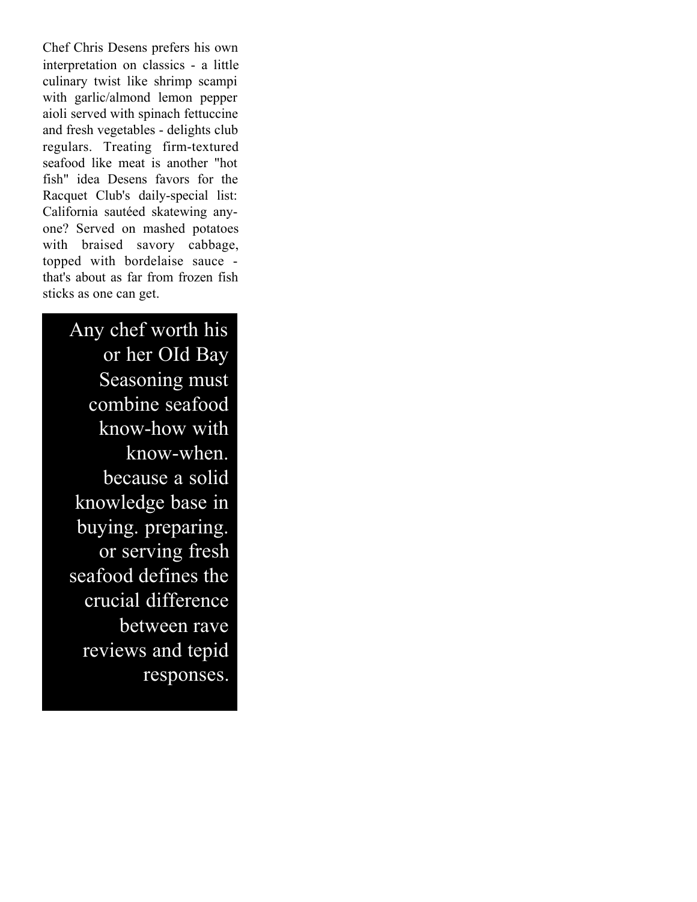Chef Chris Desens prefers his own interpretation on classics - a little culinary twist like shrimp scampi with garlic/almond lemon pepper aioli served with spinach fettuccine and fresh vegetables - delights club regulars. Treating firm-textured seafood like meat is another "hot fish" idea Desens favors for the Racquet Club's daily-special list: California sautéed skatewing anyone? Served on mashed potatoes with braised savory cabbage, topped with bordelaise sauce - that's about as far from frozen fish sticks as one can get.

> Any chef worth his or her OId Bay Seasoning must combine seafood know-how with know-when. because a solid knowledge base in buying. preparing. or serving fresh seafood defines the crucial difference between rave reviews and tepid responses.